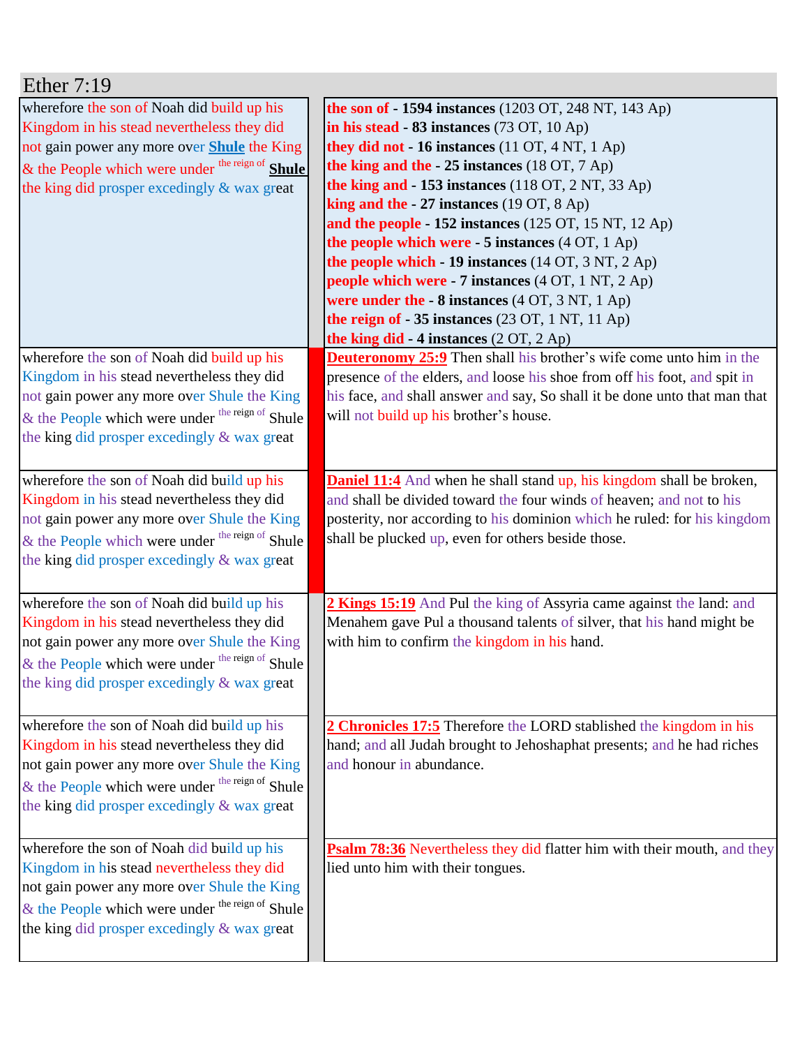## Ether 7:19

| | |
|---|---|
| wherefore the son of Noah did build up his Kingdom in his stead nevertheless they did not gain power any more over **Shule** the King & the People which were under the reign of **Shule** the king did prosper excedingly & wax great | **the son of - 1594 instances** (1203 OT, 248 NT, 143 Ap)<br>**in his stead - 83 instances** (73 OT, 10 Ap)<br>**they did not - 16 instances** (11 OT, 4 NT, 1 Ap)<br>**the king and the - 25 instances** (18 OT, 7 Ap)<br>**the king and - 153 instances** (118 OT, 2 NT, 33 Ap)<br>**king and the - 27 instances** (19 OT, 8 Ap)<br>**and the people - 152 instances** (125 OT, 15 NT, 12 Ap)<br>**the people which were - 5 instances** (4 OT, 1 Ap)<br>**the people which - 19 instances** (14 OT, 3 NT, 2 Ap)<br>**people which were - 7 instances** (4 OT, 1 NT, 2 Ap)<br>**were under the - 8 instances** (4 OT, 3 NT, 1 Ap)<br>**the reign of - 35 instances** (23 OT, 1 NT, 11 Ap)<br>**the king did - 4 instances** (2 OT, 2 Ap) |
| wherefore the son of Noah did build up his Kingdom in his stead nevertheless they did not gain power any more over Shule the King & the People which were under the reign of Shule the king did prosper excedingly & wax great | **Deuteronomy 25:9** Then shall his brother's wife come unto him in the presence of the elders, and loose his shoe from off his foot, and spit in his face, and shall answer and say, So shall it be done unto that man that will not build up his brother's house. |
| wherefore the son of Noah did build up his Kingdom in his stead nevertheless they did not gain power any more over Shule the King & the People which were under the reign of Shule the king did prosper excedingly & wax great | **Daniel 11:4** And when he shall stand up, his kingdom shall be broken, and shall be divided toward the four winds of heaven; and not to his posterity, nor according to his dominion which he ruled: for his kingdom shall be plucked up, even for others beside those. |
| wherefore the son of Noah did build up his Kingdom in his stead nevertheless they did not gain power any more over Shule the King & the People which were under the reign of Shule the king did prosper excedingly & wax great | **2 Kings 15:19** And Pul the king of Assyria came against the land: and Menahem gave Pul a thousand talents of silver, that his hand might be with him to confirm the kingdom in his hand. |
| wherefore the son of Noah did build up his Kingdom in his stead nevertheless they did not gain power any more over Shule the King & the People which were under the reign of Shule the king did prosper excedingly & wax great | **2 Chronicles 17:5** Therefore the LORD stablished the kingdom in his hand; and all Judah brought to Jehoshaphat presents; and he had riches and honour in abundance. |
| wherefore the son of Noah did build up his Kingdom in his stead nevertheless they did not gain power any more over Shule the King & the People which were under the reign of Shule the king did prosper excedingly & wax great | **Psalm 78:36** Nevertheless they did flatter him with their mouth, and they lied unto him with their tongues. |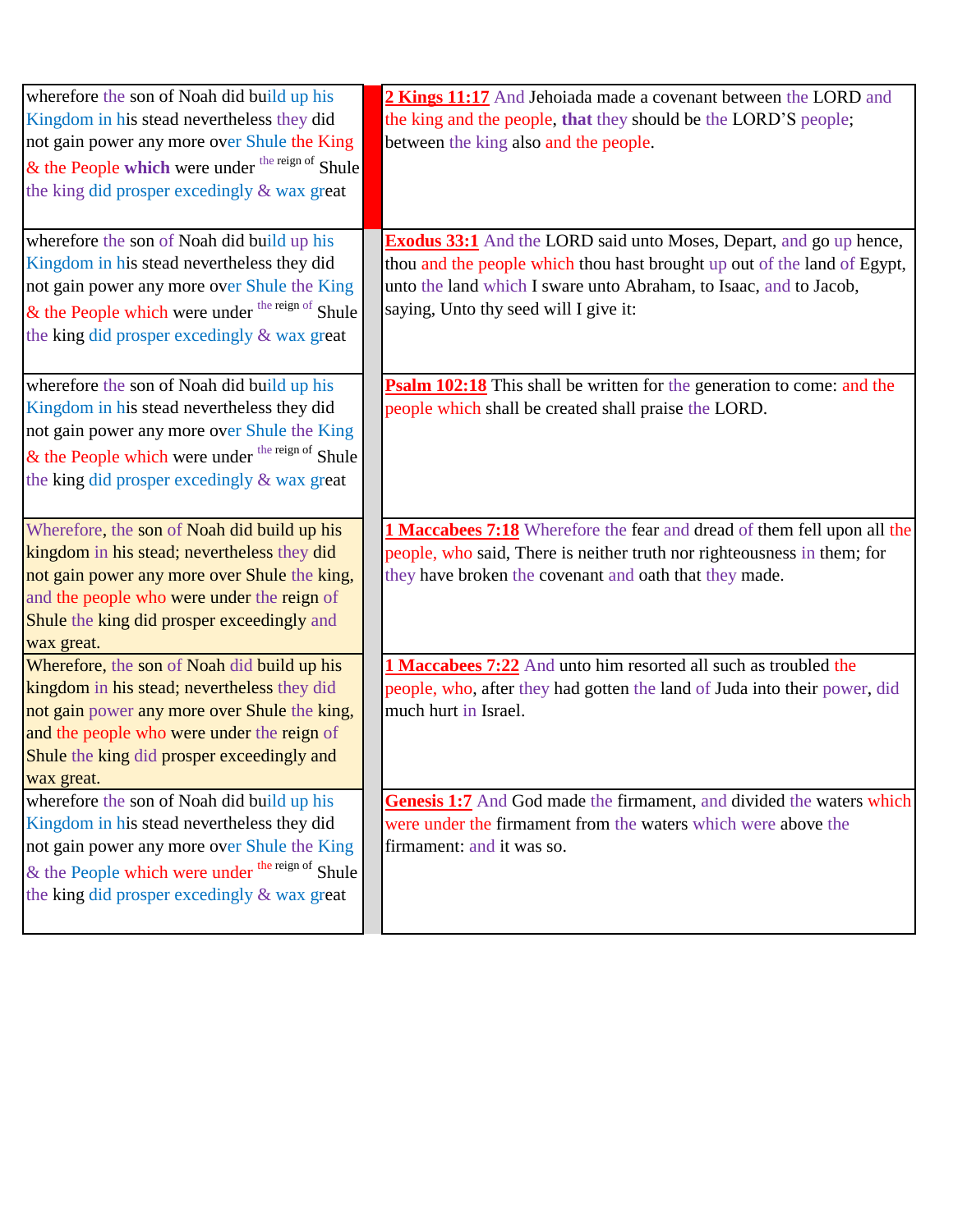| | |
|---|---|
| wherefore the son of Noah did build up his Kingdom in his stead nevertheless they did not gain power any more over Shule the King & the People **which** were under the reign of Shule the king did prosper excedingly & wax great | **2 Kings 11:17** And Jehoiada made a covenant between the LORD and the king and the people, **that** they should be the LORD'S people; between the king also and the people. |
| wherefore the son of Noah did build up his Kingdom in his stead nevertheless they did not gain power any more over Shule the King & the People which were under the reign of Shule the king did prosper excedingly & wax great | **Exodus 33:1** And the LORD said unto Moses, Depart, and go up hence, thou and the people which thou hast brought up out of the land of Egypt, unto the land which I sware unto Abraham, to Isaac, and to Jacob, saying, Unto thy seed will I give it: |
| wherefore the son of Noah did build up his Kingdom in his stead nevertheless they did not gain power any more over Shule the King & the People which were under the reign of Shule the king did prosper excedingly & wax great | **Psalm 102:18** This shall be written for the generation to come: and the people which shall be created shall praise the LORD. |
| Wherefore, the son of Noah did build up his kingdom in his stead; nevertheless they did not gain power any more over Shule the king, and the people who were under the reign of Shule the king did prosper exceedingly and wax great. | **1 Maccabees 7:18** Wherefore the fear and dread of them fell upon all the people, who said, There is neither truth nor righteousness in them; for they have broken the covenant and oath that they made. |
| Wherefore, the son of Noah did build up his kingdom in his stead; nevertheless they did not gain power any more over Shule the king, and the people who were under the reign of Shule the king did prosper exceedingly and wax great. | **1 Maccabees 7:22** And unto him resorted all such as troubled the people, who, after they had gotten the land of Juda into their power, did much hurt in Israel. |
| wherefore the son of Noah did build up his Kingdom in his stead nevertheless they did not gain power any more over Shule the King & the People which were under the reign of Shule the king did prosper excedingly & wax great | **Genesis 1:7** And God made the firmament, and divided the waters which were under the firmament from the waters which were above the firmament: and it was so. |